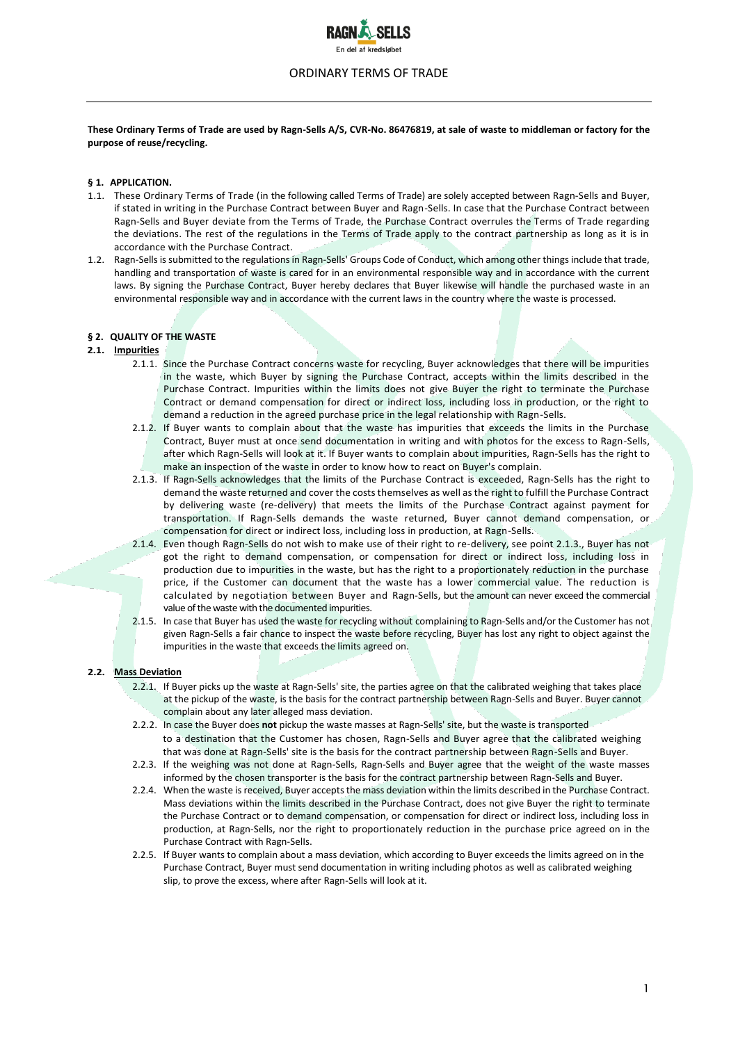# ORDINARY TERMS OF TRADE

**These Ordinary Terms of Trade are used by Ragn-Sells A/S, CVR-No. 86476819, at sale of waste to middleman or factory for the purpose of reuse/recycling.**

## § 1. APPLICATION.

1.1. These Ordinary Terms of Trade (in the following called Terms of Trade) are solely accepted between Ragn-Sells and Buyer, if stated in writing in the Purchase Contract between Buyer and Ragn-Sells. In case that the Purchase Contract between Ragn-Sells and Buyer deviate from the Terms of Trade, the Purchase Contract overrules the Terms of Trade regarding the deviations. The rest of the regulations in the Terms of Trade apply to the contract partnership as long as it is in accordance with the Purchase Contract.

1.2. Ragn-Sells is submitted to the regulations in Ragn-Sells' Groups Code of Conduct, which among other things include that trade, handling and transportation of waste is cared for in an environmental responsible way and in accordance with the current laws. By signing the Purchase Contract, Buyer hereby declares that Buyer likewise will handle the purchased waste in an environmental responsible way and in accordance with the current laws in the country where the waste is processed.

## § 2. QUALITY OF THE WASTE

### 2.1. Impurities

2.1.1. Since the Purchase Contract concerns waste for recycling, Buyer acknowledges that there will be impurities in the waste, which Buyer by signing the Purchase Contract, accepts within the limits described in the Purchase Contract. Impurities within the limits does not give Buyer the right to terminate the Purchase Contract or demand compensation for direct or indirect loss, including loss in production, or the right to demand a reduction in the agreed purchase price in the legal relationship with Ragn-Sells.

2.1.2. If Buyer wants to complain about that the waste has impurities that exceeds the limits in the Purchase Contract, Buyer must at once send documentation in writing and with photos for the excess to Ragn-Sells, after which Ragn-Sells will look at it. If Buyer wants to complain about impurities, Ragn-Sells has the right to make an inspection of the waste in order to know how to react on Buyer's complain.

2.1.3. If Ragn-Sells acknowledges that the limits of the Purchase Contract is exceeded, Ragn-Sells has the right to demand the waste returned and cover the costs themselves as well as the right to fulfill the Purchase Contract by delivering waste (re-delivery) that meets the limits of the Purchase Contract against payment for transportation. If Ragn-Sells demands the waste returned, Buyer cannot demand compensation, or compensation for direct or indirect loss, including loss in production, at Ragn-Sells.

2.1.4. Even though Ragn-Sells do not wish to make use of their right to re-delivery, see point 2.1.3., Buyer has not got the right to demand compensation, or compensation for direct or indirect loss, including loss in production due to impurities in the waste, but has the right to a proportionately reduction in the purchase price, if the Customer can document that the waste has a lower commercial value. The reduction is calculated by negotiation between Buyer and Ragn-Sells, but the amount can never exceed the commercial value of the waste with the documented impurities.

2.1.5. In case that Buyer has used the waste for recycling without complaining to Ragn-Sells and/or the Customer has not given Ragn-Sells a fair chance to inspect the waste before recycling, Buyer has lost any right to object against the impurities in the waste that exceeds the limits agreed on.

### 2.2. Mass Deviation

2.2.1. If Buyer picks up the waste at Ragn-Sells' site, the parties agree on that the calibrated weighing that takes place at the pickup of the waste, is the basis for the contract partnership between Ragn-Sells and Buyer. Buyer cannot complain about any later alleged mass deviation.

2.2.2. In case the Buyer does **not** pickup the waste masses at Ragn-Sells' site, but the waste is transported to a destination that the Customer has chosen, Ragn-Sells and Buyer agree that the calibrated weighing that was done at Ragn-Sells' site is the basis for the contract partnership between Ragn-Sells and Buyer.

2.2.3. If the weighing was not done at Ragn-Sells, Ragn-Sells and Buyer agree that the weight of the waste masses informed by the chosen transporter is the basis for the contract partnership between Ragn-Sells and Buyer.

2.2.4. When the waste is received, Buyer accepts the mass deviation within the limits described in the Purchase Contract. Mass deviations within the limits described in the Purchase Contract, does not give Buyer the right to terminate the Purchase Contract or to demand compensation, or compensation for direct or indirect loss, including loss in production, at Ragn-Sells, nor the right to proportionately reduction in the purchase price agreed on in the Purchase Contract with Ragn-Sells.

2.2.5. If Buyer wants to complain about a mass deviation, which according to Buyer exceeds the limits agreed on in the Purchase Contract, Buyer must send documentation in writing including photos as well as calibrated weighing slip, to prove the excess, where after Ragn-Sells will look at it.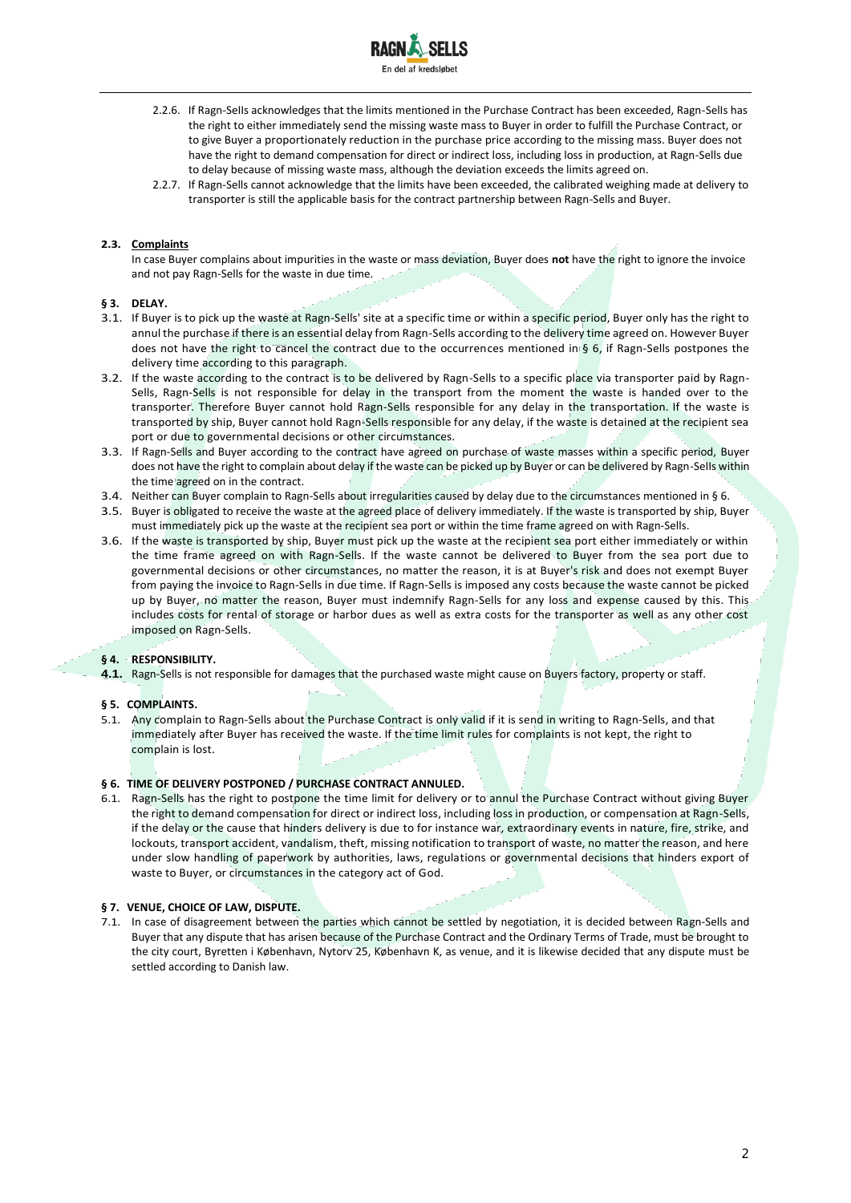2.2.6. If Ragn-Sells acknowledges that the limits mentioned in the Purchase Contract has been exceeded, Ragn-Sells has the right to either immediately send the missing waste mass to Buyer in order to fulfill the Purchase Contract, or to give Buyer a proportionately reduction in the purchase price according to the missing mass. Buyer does not have the right to demand compensation for direct or indirect loss, including loss in production, at Ragn-Sells due to delay because of missing waste mass, although the deviation exceeds the limits agreed on.

2.2.7. If Ragn-Sells cannot acknowledge that the limits have been exceeded, the calibrated weighing made at delivery to transporter is still the applicable basis for the contract partnership between Ragn-Sells and Buyer.

**2.3. Complaints**

In case Buyer complains about impurities in the waste or mass deviation, Buyer does **not** have the right to ignore the invoice and not pay Ragn-Sells for the waste in due time.

## § 3. DELAY.

3.1. If Buyer is to pick up the waste at Ragn-Sells' site at a specific time or within a specific period, Buyer only has the right to annul the purchase if there is an essential delay from Ragn-Sells according to the delivery time agreed on. However Buyer does not have the right to cancel the contract due to the occurrences mentioned in § 6, if Ragn-Sells postpones the delivery time according to this paragraph.

3.2. If the waste according to the contract is to be delivered by Ragn-Sells to a specific place via transporter paid by Ragn-Sells, Ragn-Sells is not responsible for delay in the transport from the moment the waste is handed over to the transporter. Therefore Buyer cannot hold Ragn-Sells responsible for any delay in the transportation. If the waste is transported by ship, Buyer cannot hold Ragn-Sells responsible for any delay, if the waste is detained at the recipient sea port or due to governmental decisions or other circumstances.

3.3. If Ragn-Sells and Buyer according to the contract have agreed on purchase of waste masses within a specific period, Buyer does not have the right to complain about delay if the waste can be picked up by Buyer or can be delivered by Ragn-Sells within the time agreed on in the contract.

3.4. Neither can Buyer complain to Ragn-Sells about irregularities caused by delay due to the circumstances mentioned in § 6.

3.5. Buyer is obligated to receive the waste at the agreed place of delivery immediately. If the waste is transported by ship, Buyer must immediately pick up the waste at the recipient sea port or within the time frame agreed on with Ragn-Sells.

3.6. If the waste is transported by ship, Buyer must pick up the waste at the recipient sea port either immediately or within the time frame agreed on with Ragn-Sells. If the waste cannot be delivered to Buyer from the sea port due to governmental decisions or other circumstances, no matter the reason, it is at Buyer's risk and does not exempt Buyer from paying the invoice to Ragn-Sells in due time. If Ragn-Sells is imposed any costs because the waste cannot be picked up by Buyer, no matter the reason, Buyer must indemnify Ragn-Sells for any loss and expense caused by this. This includes costs for rental of storage or harbor dues as well as extra costs for the transporter as well as any other cost imposed on Ragn-Sells.

## § 4. RESPONSIBILITY.

**4.1.** Ragn-Sells is not responsible for damages that the purchased waste might cause on Buyers factory, property or staff.

## § 5. COMPLAINTS.

5.1. Any complain to Ragn-Sells about the Purchase Contract is only valid if it is send in writing to Ragn-Sells, and that immediately after Buyer has received the waste. If the time limit rules for complaints is not kept, the right to complain is lost.

## § 6. TIME OF DELIVERY POSTPONED / PURCHASE CONTRACT ANNULED.

6.1. Ragn-Sells has the right to postpone the time limit for delivery or to annul the Purchase Contract without giving Buyer the right to demand compensation for direct or indirect loss, including loss in production, or compensation at Ragn-Sells, if the delay or the cause that hinders delivery is due to for instance war, extraordinary events in nature, fire, strike, and lockouts, transport accident, vandalism, theft, missing notification to transport of waste, no matter the reason, and here under slow handling of paperwork by authorities, laws, regulations or governmental decisions that hinders export of waste to Buyer, or circumstances in the category act of God.

## § 7. VENUE, CHOICE OF LAW, DISPUTE.

7.1. In case of disagreement between the parties which cannot be settled by negotiation, it is decided between Ragn-Sells and Buyer that any dispute that has arisen because of the Purchase Contract and the Ordinary Terms of Trade, must be brought to the city court, Byretten i København, Nytorv 25, København K, as venue, and it is likewise decided that any dispute must be settled according to Danish law.